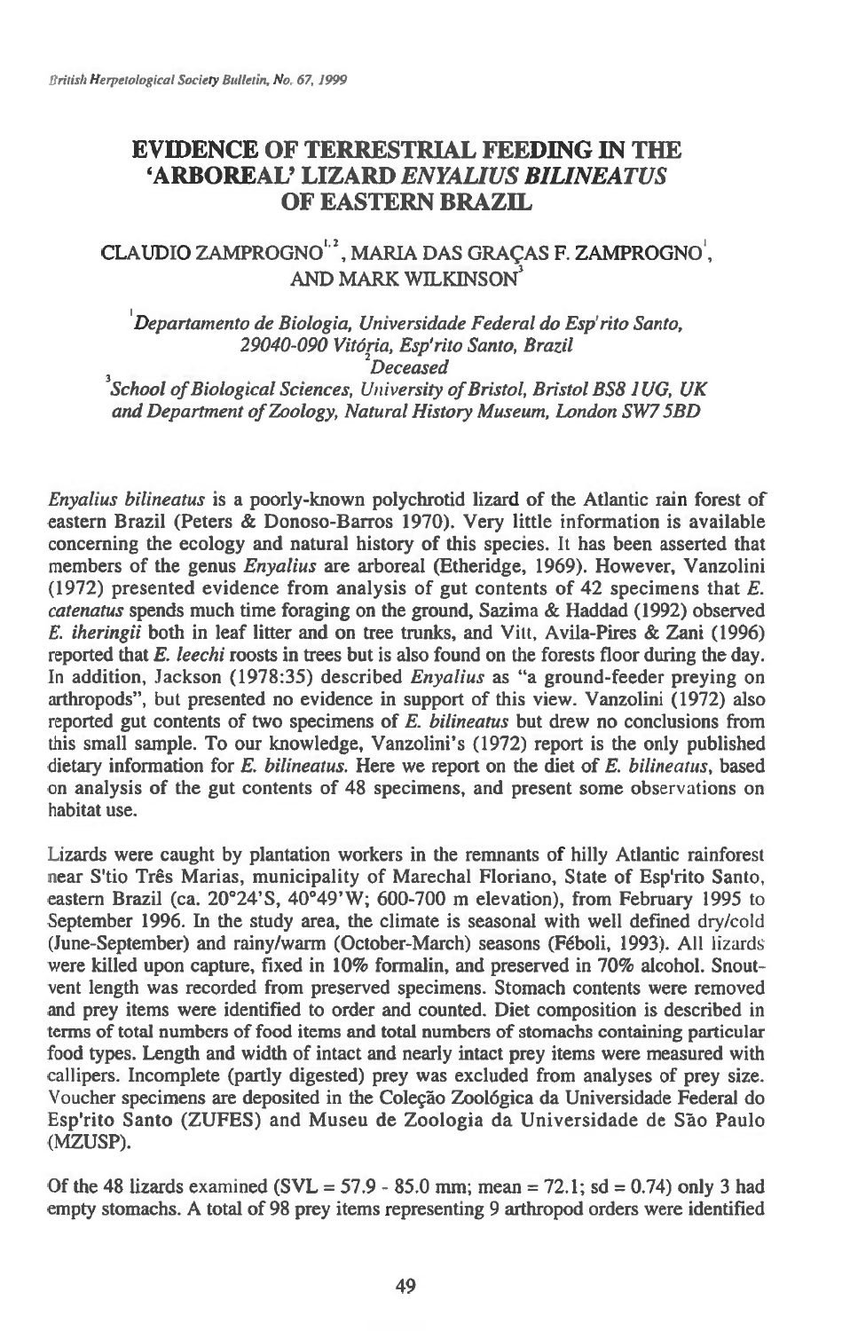# EVIDENCE OF TERRESTRIAL FEEDING IN THE 'ARBOREAL' LIZARD *ENYALIUS BILINEATUS* OF EASTERN BRAZIL

## CLAUDIO ZAMPROGNO[1,2], MARIA DAS GRAÇAS F. ZAMPROGNO[1], AND MARK WILKINSON[3]

[1]*Departamento de Biologia, Universidade Federal do Esp'rito Santo, 29040-090 Vitória, Esp'rito Santo, Brazil*

[2]*Deceased*

[3]*School of Biological Sciences, University of Bristol, Bristol BS8 1UG, UK and Department of Zoology, Natural History Museum, London SW7 5BD*

*Enyalius bilineatus* is a poorly-known polychrotid lizard of the Atlantic rain forest of eastern Brazil (Peters & Donoso-Barros 1970). Very little information is available concerning the ecology and natural history of this species. It has been asserted that members of the genus *Enyalius* are arboreal (Etheridge, 1969). However, Vanzolini (1972) presented evidence from analysis of gut contents of 42 specimens that *E. catenatus* spends much time foraging on the ground, Sazima & Haddad (1992) observed *E. iheringii* both in leaf litter and on tree trunks, and Vitt, Avila-Pires & Zani (1996) reported that *E. leechi* roosts in trees but is also found on the forests floor during the day. In addition, Jackson (1978:35) described *Enyalius* as "a ground-feeder preying on arthropods", but presented no evidence in support of this view. Vanzolini (1972) also reported gut contents of two specimens of *E. bilineatus* but drew no conclusions from this small sample. To our knowledge, Vanzolini's (1972) report is the only published dietary information for *E. bilineatus*. Here we report on the diet of *E. bilineatus*, based on analysis of the gut contents of 48 specimens, and present some observations on habitat use.

Lizards were caught by plantation workers in the remnants of hilly Atlantic rainforest near S'tio Três Marias, municipality of Marechal Floriano, State of Esp'rito Santo, eastern Brazil (ca. 20°24'S, 40°49'W; 600-700 m elevation), from February 1995 to September 1996. In the study area, the climate is seasonal with well defined dry/cold (June-September) and rainy/warm (October-March) seasons (Féboli, 1993). All lizards were killed upon capture, fixed in 10% formalin, and preserved in 70% alcohol. Snout-vent length was recorded from preserved specimens. Stomach contents were removed and prey items were identified to order and counted. Diet composition is described in terms of total numbers of food items and total numbers of stomachs containing particular food types. Length and width of intact and nearly intact prey items were measured with callipers. Incomplete (partly digested) prey was excluded from analyses of prey size. Voucher specimens are deposited in the Coleção Zoológica da Universidade Federal do Esp'rito Santo (ZUFES) and Museu de Zoologia da Universidade de São Paulo (MZUSP).

Of the 48 lizards examined (SVL = 57.9 - 85.0 mm; mean = 72.1; sd = 0.74) only 3 had empty stomachs. A total of 98 prey items representing 9 arthropod orders were identified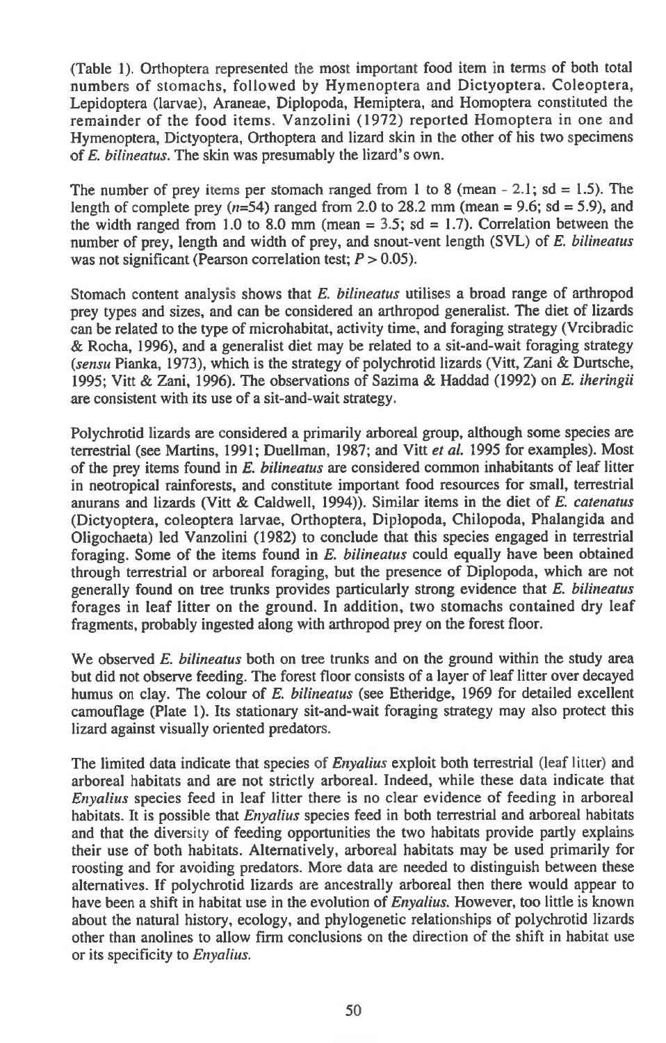(Table 1). Orthoptera represented the most important food item in terms of both total numbers of stomachs, followed by Hymenoptera and Dictyoptera. Coleoptera, Lepidoptera (larvae), Araneae, Diplopoda, Hemiptera, and Homoptera constituted the remainder of the food items. Vanzolini (1972) reported Homoptera in one and Hymenoptera, Dictyoptera, Orthoptera and lizard skin in the other of his two specimens of *E. bilineatus*. The skin was presumably the lizard's own.

The number of prey items per stomach ranged from 1 to 8 (mean - 2.1; sd = 1.5). The length of complete prey ($n$=54) ranged from 2.0 to 28.2 mm (mean = 9.6; sd = 5.9), and the width ranged from 1.0 to 8.0 mm (mean = 3.5; sd = 1.7). Correlation between the number of prey, length and width of prey, and snout-vent length (SVL) of *E. bilineatus* was not significant (Pearson correlation test; $P > 0.05$).

Stomach content analysis shows that *E. bilineatus* utilises a broad range of arthropod prey types and sizes, and can be considered an arthropod generalist. The diet of lizards can be related to the type of microhabitat, activity time, and foraging strategy (Vrcibradic & Rocha, 1996), and a generalist diet may be related to a sit-and-wait foraging strategy (*sensu* Pianka, 1973), which is the strategy of polychrotid lizards (Vitt, Zani & Durtsche, 1995; Vitt & Zani, 1996). The observations of Sazima & Haddad (1992) on *E. iheringii* are consistent with its use of a sit-and-wait strategy.

Polychrotid lizards are considered a primarily arboreal group, although some species are terrestrial (see Martins, 1991; Duellman, 1987; and Vitt *et al.* 1995 for examples). Most of the prey items found in *E. bilineatus* are considered common inhabitants of leaf litter in neotropical rainforests, and constitute important food resources for small, terrestrial anurans and lizards (Vitt & Caldwell, 1994)). Similar items in the diet of *E. catenatus* (Dictyoptera, coleoptera larvae, Orthoptera, Diplopoda, Chilopoda, Phalangida and Oligochaeta) led Vanzolini (1982) to conclude that this species engaged in terrestrial foraging. Some of the items found in *E. bilineatus* could equally have been obtained through terrestrial or arboreal foraging, but the presence of Diplopoda, which are not generally found on tree trunks provides particularly strong evidence that *E. bilineatus* forages in leaf litter on the ground. In addition, two stomachs contained dry leaf fragments, probably ingested along with arthropod prey on the forest floor.

We observed *E. bilineatus* both on tree trunks and on the ground within the study area but did not observe feeding. The forest floor consists of a layer of leaf litter over decayed humus on clay. The colour of *E. bilineatus* (see Etheridge, 1969 for detailed excellent camouflage (Plate 1). Its stationary sit-and-wait foraging strategy may also protect this lizard against visually oriented predators.

The limited data indicate that species of *Enyalius* exploit both terrestrial (leaf litter) and arboreal habitats and are not strictly arboreal. Indeed, while these data indicate that *Enyalius* species feed in leaf litter there is no clear evidence of feeding in arboreal habitats. It is possible that *Enyalius* species feed in both terrestrial and arboreal habitats and that the diversity of feeding opportunities the two habitats provide partly explains their use of both habitats. Alternatively, arboreal habitats may be used primarily for roosting and for avoiding predators. More data are needed to distinguish between these alternatives. If polychrotid lizards are ancestrally arboreal then there would appear to have been a shift in habitat use in the evolution of *Enyalius*. However, too little is known about the natural history, ecology, and phylogenetic relationships of polychrotid lizards other than anolines to allow firm conclusions on the direction of the shift in habitat use or its specificity to *Enyalius*.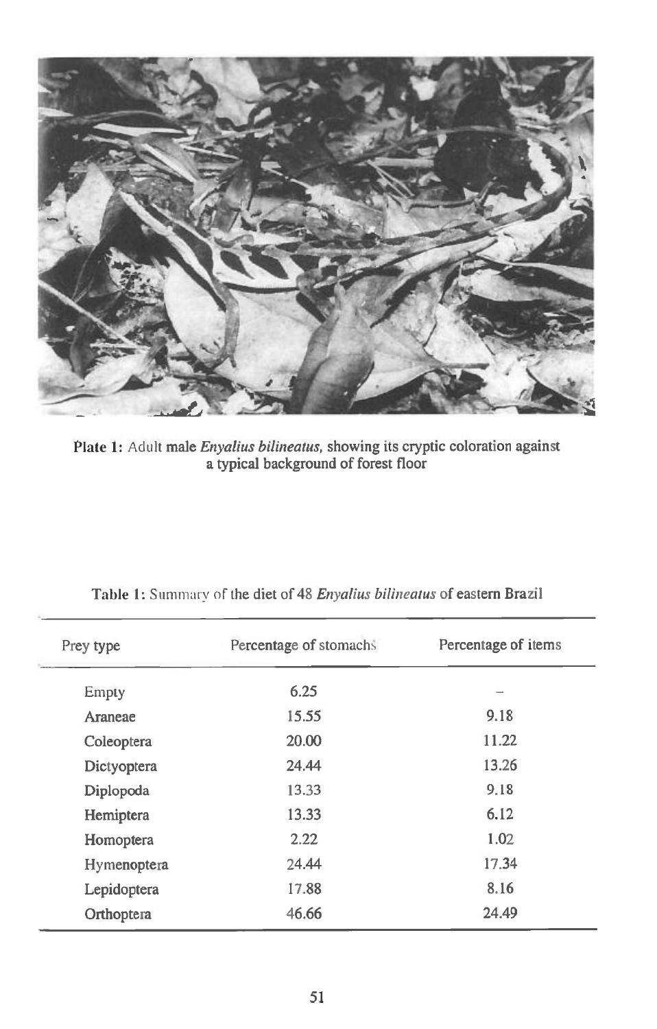**Plate 1:** Adult male *Enyalius bilineatus*, showing its cryptic coloration against a typical background of forest floor

**Table 1:** Summary of the diet of 48 *Enyalius bilineatus* of eastern Brazil

| Prey type | Percentage of stomachs | Percentage of items |
|---|---|---|
| Empty | 6.25 | – |
| Araneae | 15.55 | 9.18 |
| Coleoptera | 20.00 | 11.22 |
| Dictyoptera | 24.44 | 13.26 |
| Diplopoda | 13.33 | 9.18 |
| Hemiptera | 13.33 | 6.12 |
| Homoptera | 2.22 | 1.02 |
| Hymenoptera | 24.44 | 17.34 |
| Lepidoptera | 17.88 | 8.16 |
| Orthoptera | 46.66 | 24.49 |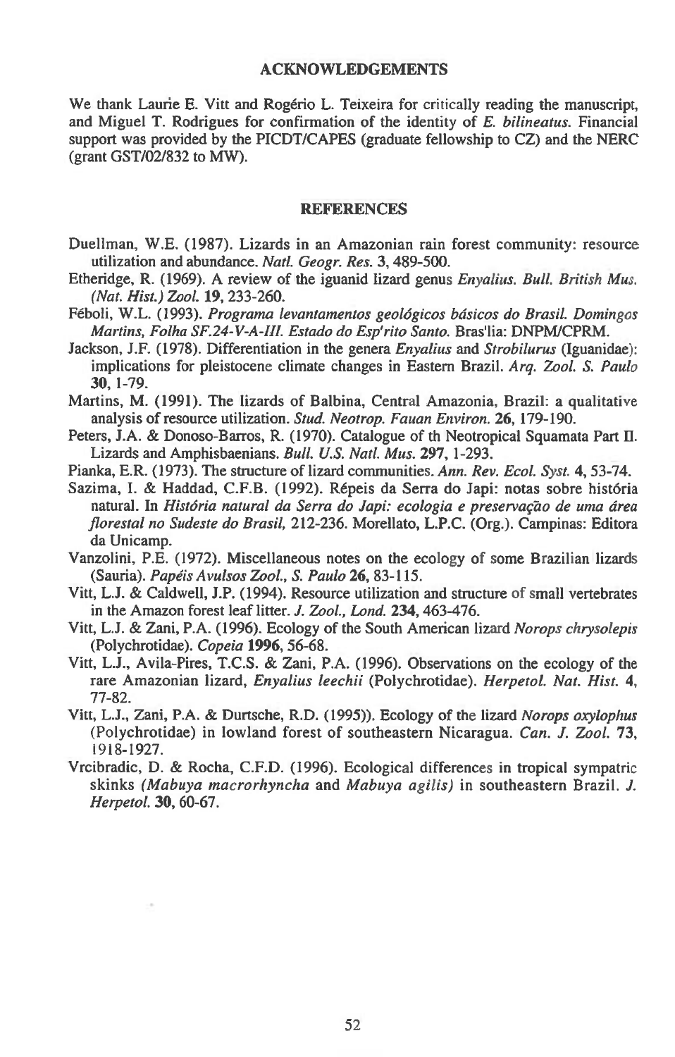## ACKNOWLEDGEMENTS

We thank Laurie E. Vitt and Rogério L. Teixeira for critically reading the manuscript, and Miguel T. Rodrigues for confirmation of the identity of *E. bilineatus*. Financial support was provided by the PICDT/CAPES (graduate fellowship to CZ) and the NERC (grant GST/02/832 to MW).

## REFERENCES

Duellman, W.E. (1987). Lizards in an Amazonian rain forest community: resource utilization and abundance. *Natl. Geogr. Res.* **3**, 489-500.

Etheridge, R. (1969). A review of the iguanid lizard genus *Enyalius*. *Bull. British Mus. (Nat. Hist.) Zool.* **19**, 233-260.

Féboli, W.L. (1993). *Programa levantamentos geológicos básicos do Brasil. Domingos Martins, Folha SF.24-V-A-III. Estado do Esp'rito Santo.* Bras'lia: DNPM/CPRM.

Jackson, J.F. (1978). Differentiation in the genera *Enyalius* and *Strobilurus* (Iguanidae): implications for pleistocene climate changes in Eastern Brazil. *Arq. Zool. S. Paulo* **30**, 1-79.

Martins, M. (1991). The lizards of Balbina, Central Amazonia, Brazil: a qualitative analysis of resource utilization. *Stud. Neotrop. Fauan Environ.* **26**, 179-190.

Peters, J.A. & Donoso-Barros, R. (1970). Catalogue of th Neotropical Squamata Part II. Lizards and Amphisbaenians. *Bull. U.S. Natl. Mus.* **297**, 1-293.

Pianka, E.R. (1973). The structure of lizard communities. *Ann. Rev. Ecol. Syst.* **4**, 53-74.

Sazima, I. & Haddad, C.F.B. (1992). Répeis da Serra do Japi: notas sobre história natural. In *História natural da Serra do Japi: ecologia e preservação de uma área florestal no Sudeste do Brasil*, 212-236. Morellato, L.P.C. (Org.). Campinas: Editora da Unicamp.

Vanzolini, P.E. (1972). Miscellaneous notes on the ecology of some Brazilian lizards (Sauria). *Papéis Avulsos Zool., S. Paulo* **26**, 83-115.

Vitt, L.J. & Caldwell, J.P. (1994). Resource utilization and structure of small vertebrates in the Amazon forest leaf litter. *J. Zool., Lond.* **234**, 463-476.

Vitt, L.J. & Zani, P.A. (1996). Ecology of the South American lizard *Norops chrysolepis* (Polychrotidae). *Copeia* **1996**, 56-68.

Vitt, L.J., Avila-Pires, T.C.S. & Zani, P.A. (1996). Observations on the ecology of the rare Amazonian lizard, *Enyalius leechii* (Polychrotidae). *Herpetol. Nat. Hist.* **4**, 77-82.

Vitt, L.J., Zani, P.A. & Durtsche, R.D. (1995)). Ecology of the lizard *Norops oxylophus* (Polychrotidae) in lowland forest of southeastern Nicaragua. *Can. J. Zool.* **73**, 1918-1927.

Vrcibradic, D. & Rocha, C.F.D. (1996). Ecological differences in tropical sympatric skinks *(Mabuya macrorhyncha* and *Mabuya agilis)* in southeastern Brazil. *J. Herpetol.* **30**, 60-67.